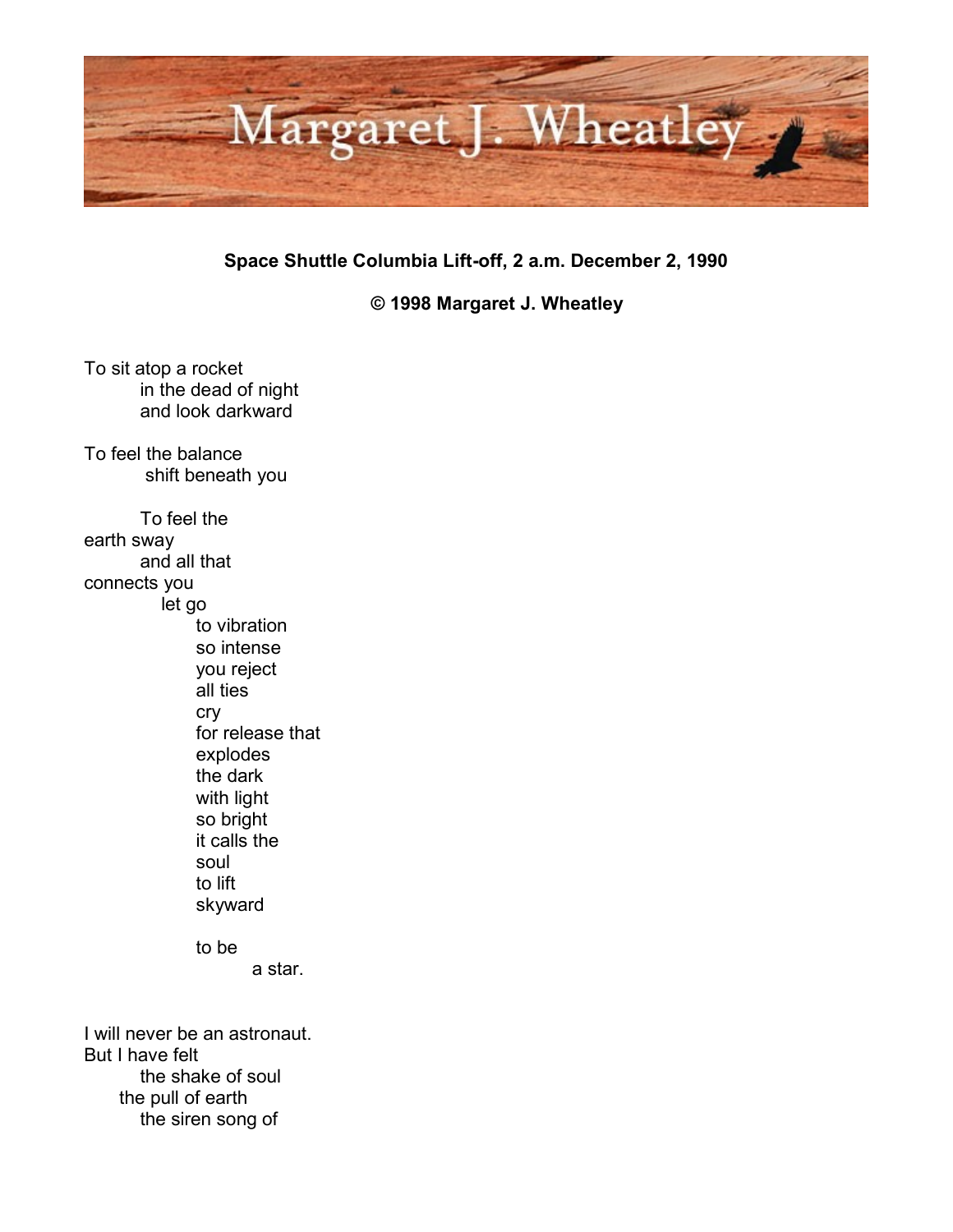Margaret J. Wheatley

**Space Shuttle Columbia Lift-off, 2 a.m. December 2, 1990**

**© 1998 Margaret J. Wheatley**

To sit atop a rocket  
&nbsp;&nbsp;&nbsp;&nbsp;&nbsp;&nbsp;&nbsp;&nbsp;in the dead of night  
&nbsp;&nbsp;&nbsp;&nbsp;&nbsp;&nbsp;&nbsp;&nbsp;and look darkward

To feel the balance  
&nbsp;&nbsp;&nbsp;&nbsp;&nbsp;&nbsp;&nbsp;&nbsp;&nbsp;shift beneath you

&nbsp;&nbsp;&nbsp;&nbsp;&nbsp;&nbsp;&nbsp;&nbsp;To feel the  
earth sway  
&nbsp;&nbsp;&nbsp;&nbsp;&nbsp;&nbsp;&nbsp;&nbsp;and all that  
connects you  
&nbsp;&nbsp;&nbsp;&nbsp;&nbsp;&nbsp;&nbsp;&nbsp;&nbsp;&nbsp;&nbsp;&nbsp;let go  
&nbsp;&nbsp;&nbsp;&nbsp;&nbsp;&nbsp;&nbsp;&nbsp;&nbsp;&nbsp;&nbsp;&nbsp;&nbsp;&nbsp;&nbsp;&nbsp;to vibration  
&nbsp;&nbsp;&nbsp;&nbsp;&nbsp;&nbsp;&nbsp;&nbsp;&nbsp;&nbsp;&nbsp;&nbsp;&nbsp;&nbsp;&nbsp;&nbsp;so intense  
&nbsp;&nbsp;&nbsp;&nbsp;&nbsp;&nbsp;&nbsp;&nbsp;&nbsp;&nbsp;&nbsp;&nbsp;&nbsp;&nbsp;&nbsp;&nbsp;you reject  
&nbsp;&nbsp;&nbsp;&nbsp;&nbsp;&nbsp;&nbsp;&nbsp;&nbsp;&nbsp;&nbsp;&nbsp;&nbsp;&nbsp;&nbsp;&nbsp;all ties  
&nbsp;&nbsp;&nbsp;&nbsp;&nbsp;&nbsp;&nbsp;&nbsp;&nbsp;&nbsp;&nbsp;&nbsp;&nbsp;&nbsp;&nbsp;&nbsp;cry  
&nbsp;&nbsp;&nbsp;&nbsp;&nbsp;&nbsp;&nbsp;&nbsp;&nbsp;&nbsp;&nbsp;&nbsp;&nbsp;&nbsp;&nbsp;&nbsp;for release that  
&nbsp;&nbsp;&nbsp;&nbsp;&nbsp;&nbsp;&nbsp;&nbsp;&nbsp;&nbsp;&nbsp;&nbsp;&nbsp;&nbsp;&nbsp;&nbsp;explodes  
&nbsp;&nbsp;&nbsp;&nbsp;&nbsp;&nbsp;&nbsp;&nbsp;&nbsp;&nbsp;&nbsp;&nbsp;&nbsp;&nbsp;&nbsp;&nbsp;the dark  
&nbsp;&nbsp;&nbsp;&nbsp;&nbsp;&nbsp;&nbsp;&nbsp;&nbsp;&nbsp;&nbsp;&nbsp;&nbsp;&nbsp;&nbsp;&nbsp;with light  
&nbsp;&nbsp;&nbsp;&nbsp;&nbsp;&nbsp;&nbsp;&nbsp;&nbsp;&nbsp;&nbsp;&nbsp;&nbsp;&nbsp;&nbsp;&nbsp;so bright  
&nbsp;&nbsp;&nbsp;&nbsp;&nbsp;&nbsp;&nbsp;&nbsp;&nbsp;&nbsp;&nbsp;&nbsp;&nbsp;&nbsp;&nbsp;&nbsp;it calls the  
&nbsp;&nbsp;&nbsp;&nbsp;&nbsp;&nbsp;&nbsp;&nbsp;&nbsp;&nbsp;&nbsp;&nbsp;&nbsp;&nbsp;&nbsp;&nbsp;soul  
&nbsp;&nbsp;&nbsp;&nbsp;&nbsp;&nbsp;&nbsp;&nbsp;&nbsp;&nbsp;&nbsp;&nbsp;&nbsp;&nbsp;&nbsp;&nbsp;to lift  
&nbsp;&nbsp;&nbsp;&nbsp;&nbsp;&nbsp;&nbsp;&nbsp;&nbsp;&nbsp;&nbsp;&nbsp;&nbsp;&nbsp;&nbsp;&nbsp;skyward

&nbsp;&nbsp;&nbsp;&nbsp;&nbsp;&nbsp;&nbsp;&nbsp;&nbsp;&nbsp;&nbsp;&nbsp;&nbsp;&nbsp;&nbsp;&nbsp;to be  
&nbsp;&nbsp;&nbsp;&nbsp;&nbsp;&nbsp;&nbsp;&nbsp;&nbsp;&nbsp;&nbsp;&nbsp;&nbsp;&nbsp;&nbsp;&nbsp;&nbsp;&nbsp;&nbsp;&nbsp;&nbsp;&nbsp;&nbsp;&nbsp;a star.

I will never be an astronaut.  
But I have felt  
&nbsp;&nbsp;&nbsp;&nbsp;&nbsp;&nbsp;&nbsp;&nbsp;the shake of soul  
&nbsp;&nbsp;&nbsp;&nbsp;&nbsp;&nbsp;the pull of earth  
&nbsp;&nbsp;&nbsp;&nbsp;&nbsp;&nbsp;&nbsp;&nbsp;the siren song of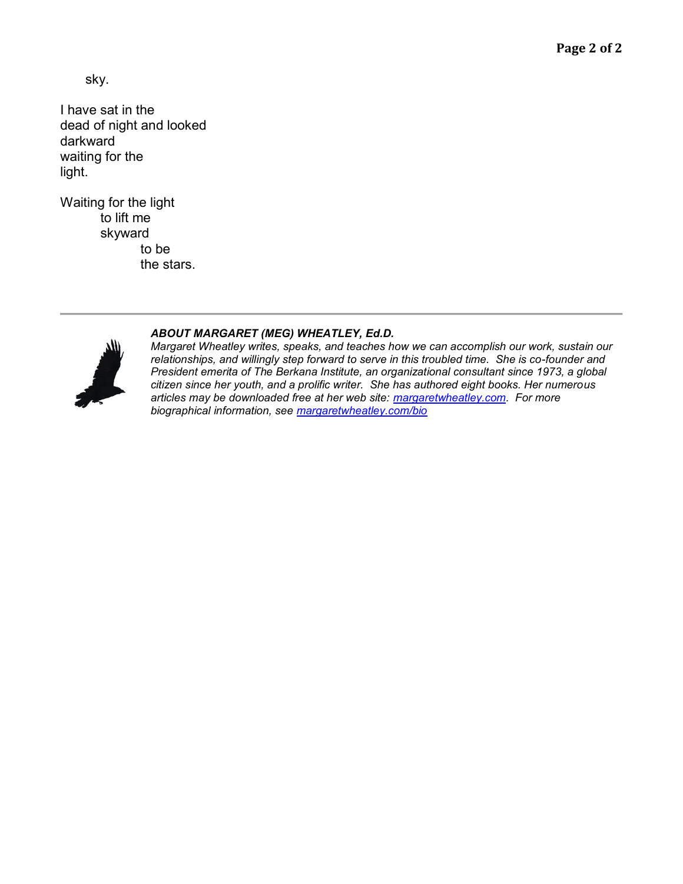sky.

I have sat in the  
dead of night and looked  
darkward  
waiting for the  
light.

Waiting for the light  
to lift me  
skyward  
to be  
the stars.

---

***ABOUT MARGARET (MEG) WHEATLEY, Ed.D.***

*Margaret Wheatley writes, speaks, and teaches how we can accomplish our work, sustain our relationships, and willingly step forward to serve in this troubled time. She is co-founder and President emerita of The Berkana Institute, an organizational consultant since 1973, a global citizen since her youth, and a prolific writer. She has authored eight books. Her numerous articles may be downloaded free at her web site: [margaretwheatley.com](margaretwheatley.com). For more biographical information, see [margaretwheatley.com/bio](margaretwheatley.com/bio)*